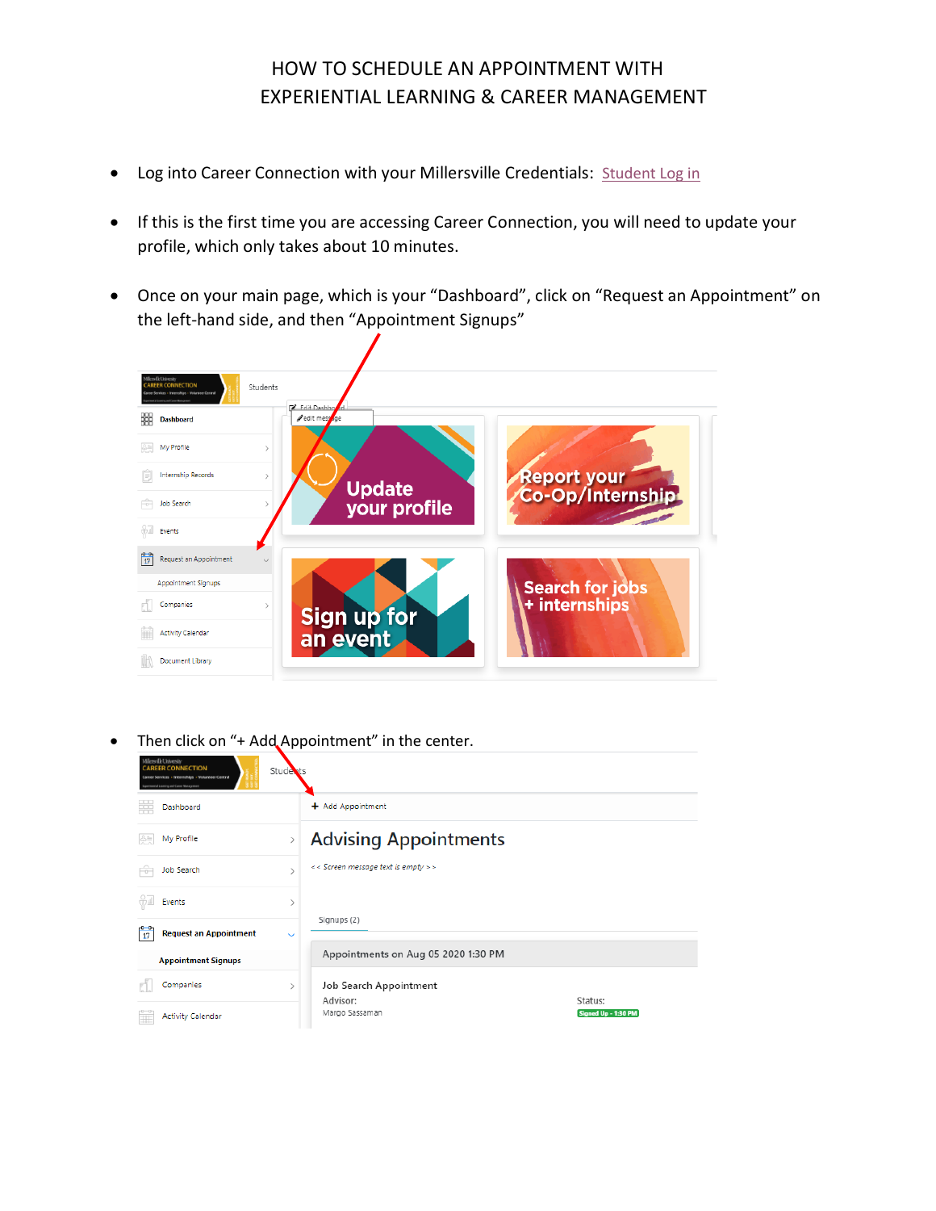# HOW TO SCHEDULE AN APPOINTMENT WITH EXPERIENTIAL LEARNING & CAREER MANAGEMENT

- Log into Career Connection with your Millersville Credentials: Student Log in
- If this is the first time you are accessing Career Connection, you will need to update your profile, which only takes about 10 minutes.
- Once on your main page, which is your "Dashboard", click on "Request an Appointment" on the left-hand side, and then "Appointment Signups"
- Then click on "+ Add Appointment" in the center.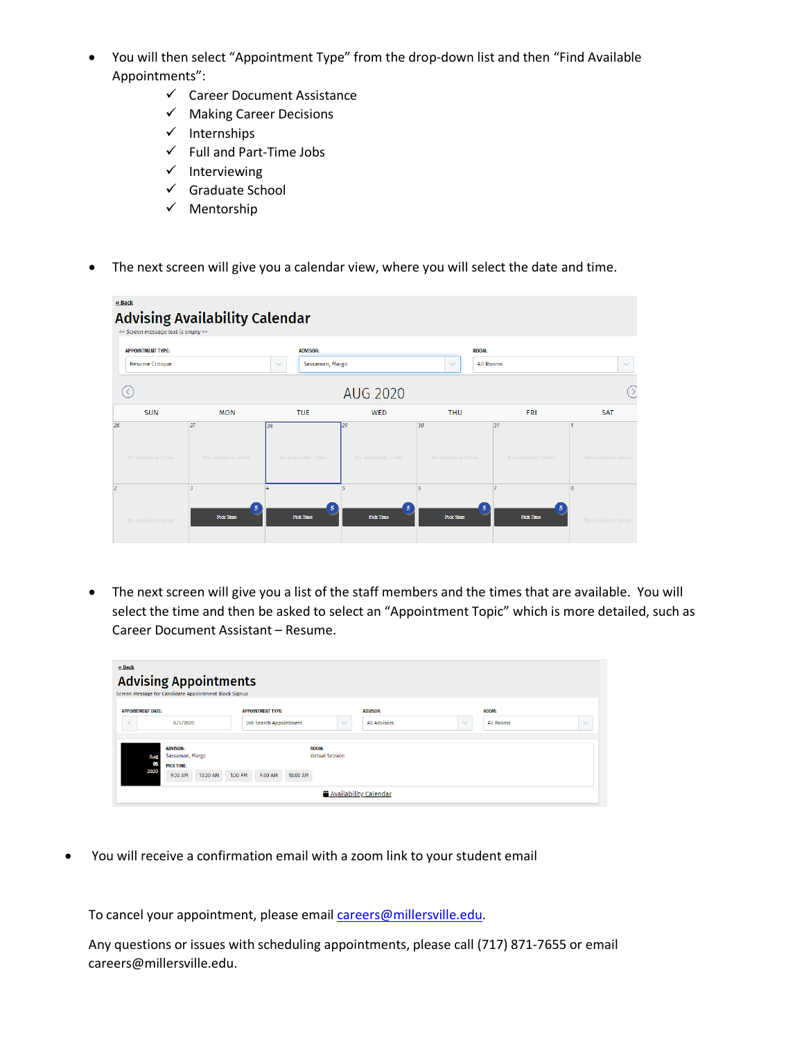- You will then select "Appointment Type" from the drop-down list and then "Find Available Appointments":
  - ✓ Career Document Assistance
  - ✓ Making Career Decisions
  - ✓ Internships
  - ✓ Full and Part-Time Jobs
  - ✓ Interviewing
  - ✓ Graduate School
  - ✓ Mentorship

- The next screen will give you a calendar view, where you will select the date and time.

- The next screen will give you a list of the staff members and the times that are available. You will select the time and then be asked to select an "Appointment Topic" which is more detailed, such as Career Document Assistant – Resume.

- You will receive a confirmation email with a zoom link to your student email

To cancel your appointment, please email careers@millersville.edu.

Any questions or issues with scheduling appointments, please call (717) 871-7655 or email careers@millersville.edu.